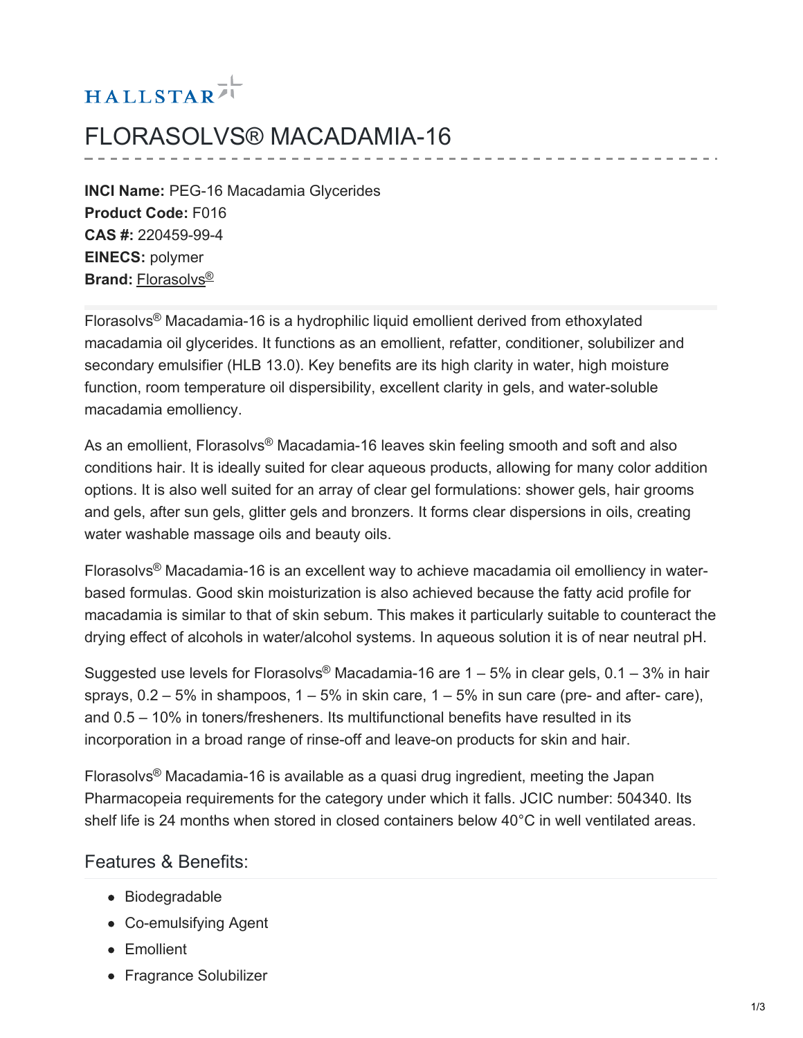HALLSTAR

# FLORASOLVS® MACADAMIA-16

**INCI Name:** PEG-16 Macadamia Glycerides
**Product Code:** F016
**CAS #:** 220459-99-4
**EINECS:** polymer
**Brand:** Florasolvs®

Florasolvs® Macadamia-16 is a hydrophilic liquid emollient derived from ethoxylated macadamia oil glycerides. It functions as an emollient, refatter, conditioner, solubilizer and secondary emulsifier (HLB 13.0). Key benefits are its high clarity in water, high moisture function, room temperature oil dispersibility, excellent clarity in gels, and water-soluble macadamia emolliency.

As an emollient, Florasolvs® Macadamia-16 leaves skin feeling smooth and soft and also conditions hair. It is ideally suited for clear aqueous products, allowing for many color addition options. It is also well suited for an array of clear gel formulations: shower gels, hair grooms and gels, after sun gels, glitter gels and bronzers. It forms clear dispersions in oils, creating water washable massage oils and beauty oils.

Florasolvs® Macadamia-16 is an excellent way to achieve macadamia oil emolliency in water-based formulas. Good skin moisturization is also achieved because the fatty acid profile for macadamia is similar to that of skin sebum. This makes it particularly suitable to counteract the drying effect of alcohols in water/alcohol systems. In aqueous solution it is of near neutral pH.

Suggested use levels for Florasolvs® Macadamia-16 are 1 – 5% in clear gels, 0.1 – 3% in hair sprays, 0.2 – 5% in shampoos, 1 – 5% in skin care, 1 – 5% in sun care (pre- and after- care), and 0.5 – 10% in toners/fresheners. Its multifunctional benefits have resulted in its incorporation in a broad range of rinse-off and leave-on products for skin and hair.

Florasolvs® Macadamia-16 is available as a quasi drug ingredient, meeting the Japan Pharmacopeia requirements for the category under which it falls. JCIC number: 504340. Its shelf life is 24 months when stored in closed containers below 40°C in well ventilated areas.

## Features & Benefits:

- Biodegradable
- Co-emulsifying Agent
- Emollient
- Fragrance Solubilizer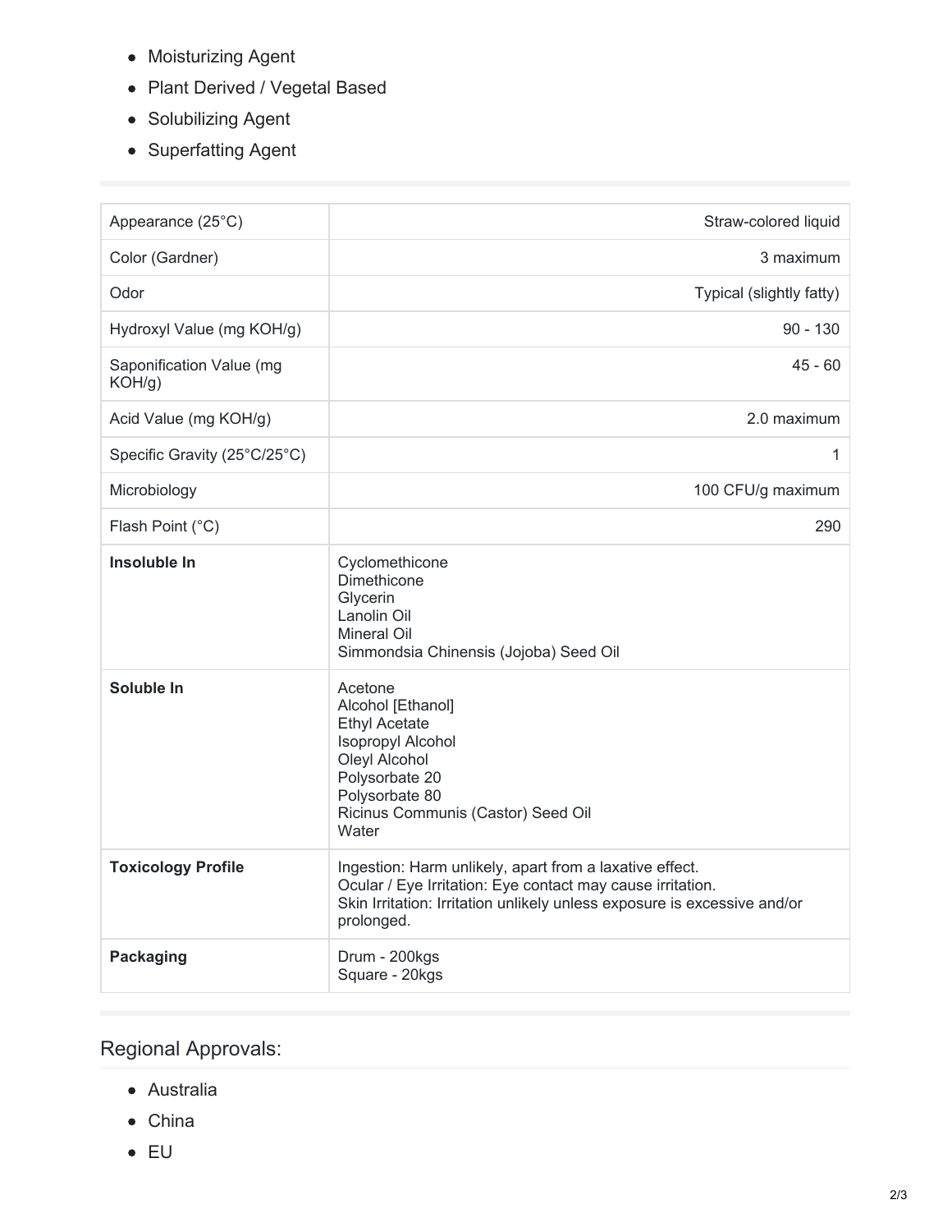- Moisturizing Agent
- Plant Derived / Vegetal Based
- Solubilizing Agent
- Superfatting Agent

| | |
|---|---|
| Appearance (25°C) | Straw-colored liquid |
| Color (Gardner) | 3 maximum |
| Odor | Typical (slightly fatty) |
| Hydroxyl Value (mg KOH/g) | 90 - 130 |
| Saponification Value (mg KOH/g) | 45 - 60 |
| Acid Value (mg KOH/g) | 2.0 maximum |
| Specific Gravity (25°C/25°C) | 1 |
| Microbiology | 100 CFU/g maximum |
| Flash Point (°C) | 290 |
| **Insoluble In** | Cyclomethicone<br>Dimethicone<br>Glycerin<br>Lanolin Oil<br>Mineral Oil<br>Simmondsia Chinensis (Jojoba) Seed Oil |
| **Soluble In** | Acetone<br>Alcohol [Ethanol]<br>Ethyl Acetate<br>Isopropyl Alcohol<br>Oleyl Alcohol<br>Polysorbate 20<br>Polysorbate 80<br>Ricinus Communis (Castor) Seed Oil<br>Water |
| **Toxicology Profile** | Ingestion: Harm unlikely, apart from a laxative effect.<br>Ocular / Eye Irritation: Eye contact may cause irritation.<br>Skin Irritation: Irritation unlikely unless exposure is excessive and/or prolonged. |
| **Packaging** | Drum - 200kgs<br>Square - 20kgs |

## Regional Approvals:

- Australia
- China
- EU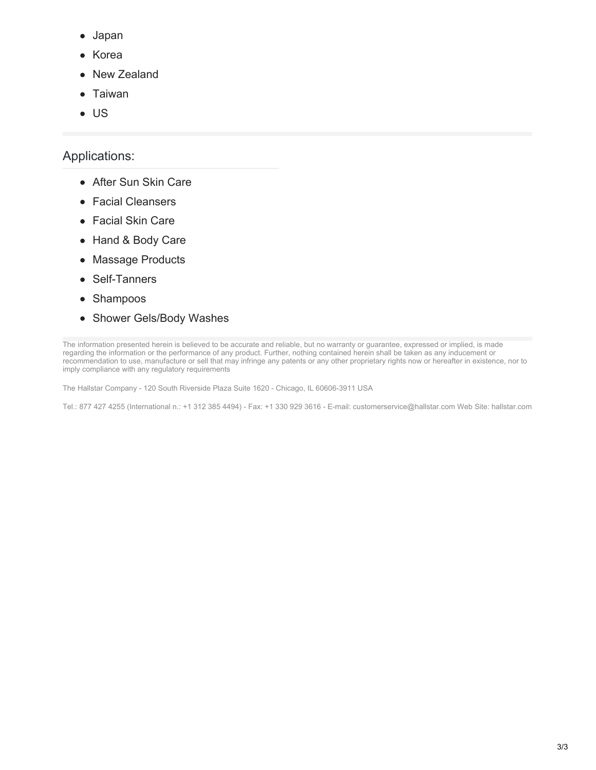- Japan
- Korea
- New Zealand
- Taiwan
- US

## Applications:

- After Sun Skin Care
- Facial Cleansers
- Facial Skin Care
- Hand & Body Care
- Massage Products
- Self-Tanners
- Shampoos
- Shower Gels/Body Washes

The information presented herein is believed to be accurate and reliable, but no warranty or guarantee, expressed or implied, is made regarding the information or the performance of any product. Further, nothing contained herein shall be taken as any inducement or recommendation to use, manufacture or sell that may infringe any patents or any other proprietary rights now or hereafter in existence, nor to imply compliance with any regulatory requirements

The Hallstar Company - 120 South Riverside Plaza Suite 1620 - Chicago, IL 60606-3911 USA

Tel.: 877 427 4255 (International n.: +1 312 385 4494) - Fax: +1 330 929 3616 - E-mail: customerservice@hallstar.com Web Site: hallstar.com